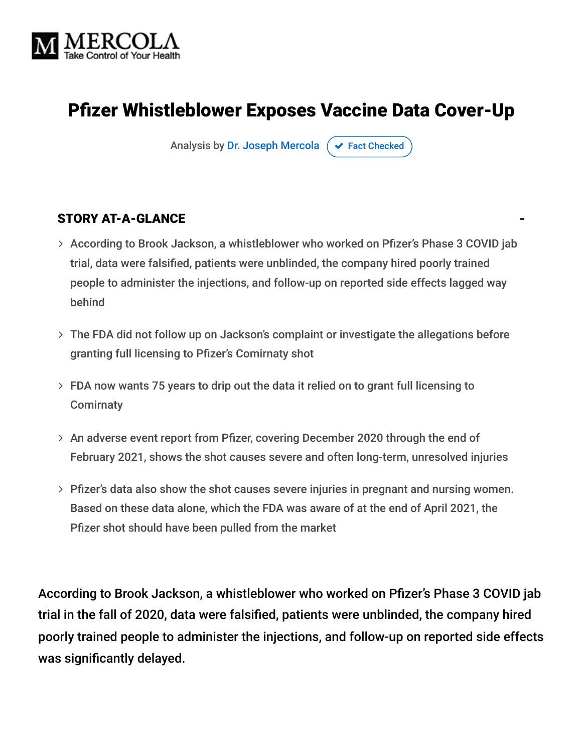MERCOLA
Take Control of Your Health

# Pfizer Whistleblower Exposes Vaccine Data Cover-Up

Analysis by Dr. Joseph Mercola ✔ Fact Checked

## STORY AT-A-GLANCE

- According to Brook Jackson, a whistleblower who worked on Pfizer's Phase 3 COVID jab trial, data were falsified, patients were unblinded, the company hired poorly trained people to administer the injections, and follow-up on reported side effects lagged way behind
- The FDA did not follow up on Jackson's complaint or investigate the allegations before granting full licensing to Pfizer's Comirnaty shot
- FDA now wants 75 years to drip out the data it relied on to grant full licensing to Comirnaty
- An adverse event report from Pfizer, covering December 2020 through the end of February 2021, shows the shot causes severe and often long-term, unresolved injuries
- Pfizer's data also show the shot causes severe injuries in pregnant and nursing women. Based on these data alone, which the FDA was aware of at the end of April 2021, the Pfizer shot should have been pulled from the market

According to Brook Jackson, a whistleblower who worked on Pfizer's Phase 3 COVID jab trial in the fall of 2020, data were falsified, patients were unblinded, the company hired poorly trained people to administer the injections, and follow-up on reported side effects was significantly delayed.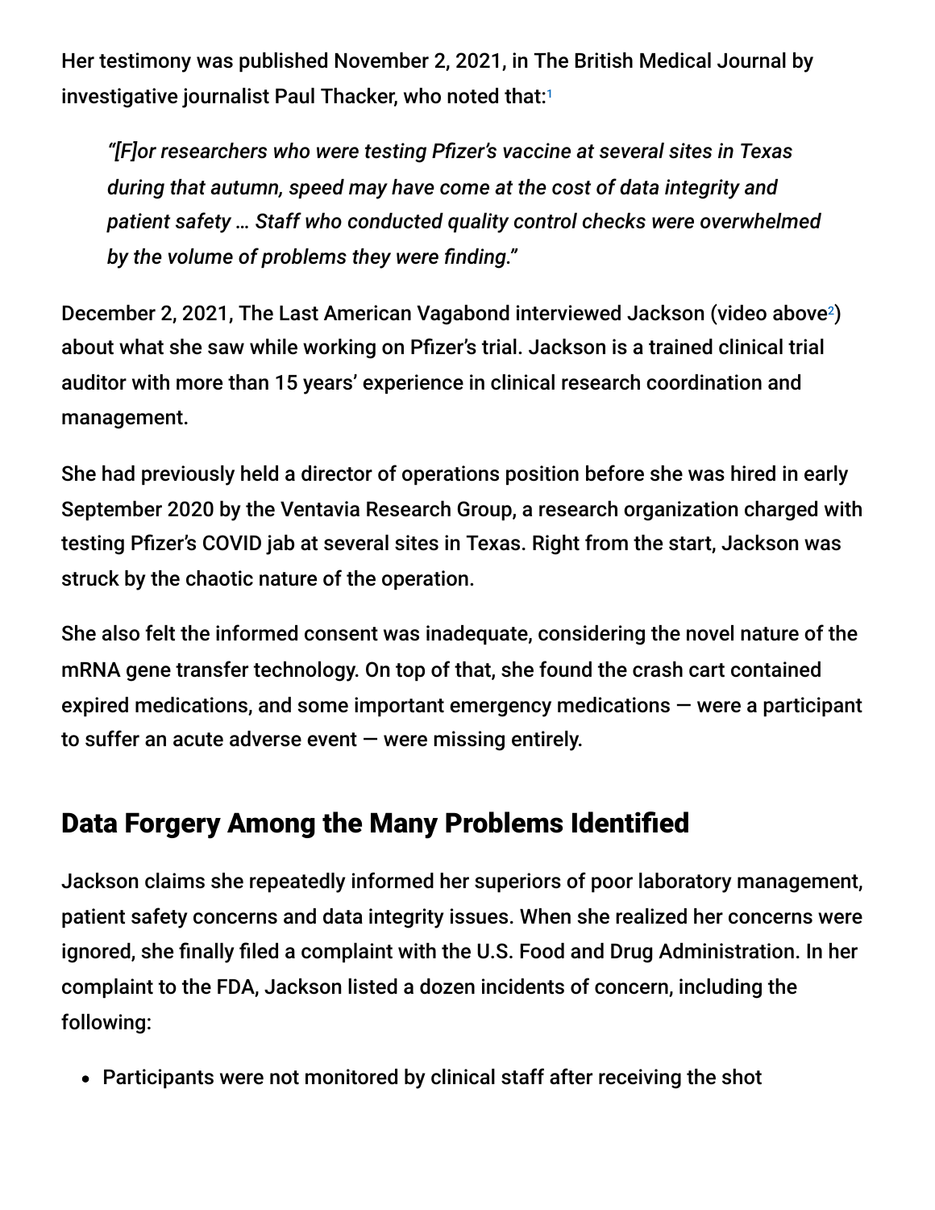Her testimony was published November 2, 2021, in The British Medical Journal by investigative journalist Paul Thacker, who noted that:[1]

> *"[F]or researchers who were testing Pfizer's vaccine at several sites in Texas during that autumn, speed may have come at the cost of data integrity and patient safety … Staff who conducted quality control checks were overwhelmed by the volume of problems they were finding."*

December 2, 2021, The Last American Vagabond interviewed Jackson (video above[2]) about what she saw while working on Pfizer's trial. Jackson is a trained clinical trial auditor with more than 15 years' experience in clinical research coordination and management.

She had previously held a director of operations position before she was hired in early September 2020 by the Ventavia Research Group, a research organization charged with testing Pfizer's COVID jab at several sites in Texas. Right from the start, Jackson was struck by the chaotic nature of the operation.

She also felt the informed consent was inadequate, considering the novel nature of the mRNA gene transfer technology. On top of that, she found the crash cart contained expired medications, and some important emergency medications — were a participant to suffer an acute adverse event — were missing entirely.

## Data Forgery Among the Many Problems Identified

Jackson claims she repeatedly informed her superiors of poor laboratory management, patient safety concerns and data integrity issues. When she realized her concerns were ignored, she finally filed a complaint with the U.S. Food and Drug Administration. In her complaint to the FDA, Jackson listed a dozen incidents of concern, including the following:

- Participants were not monitored by clinical staff after receiving the shot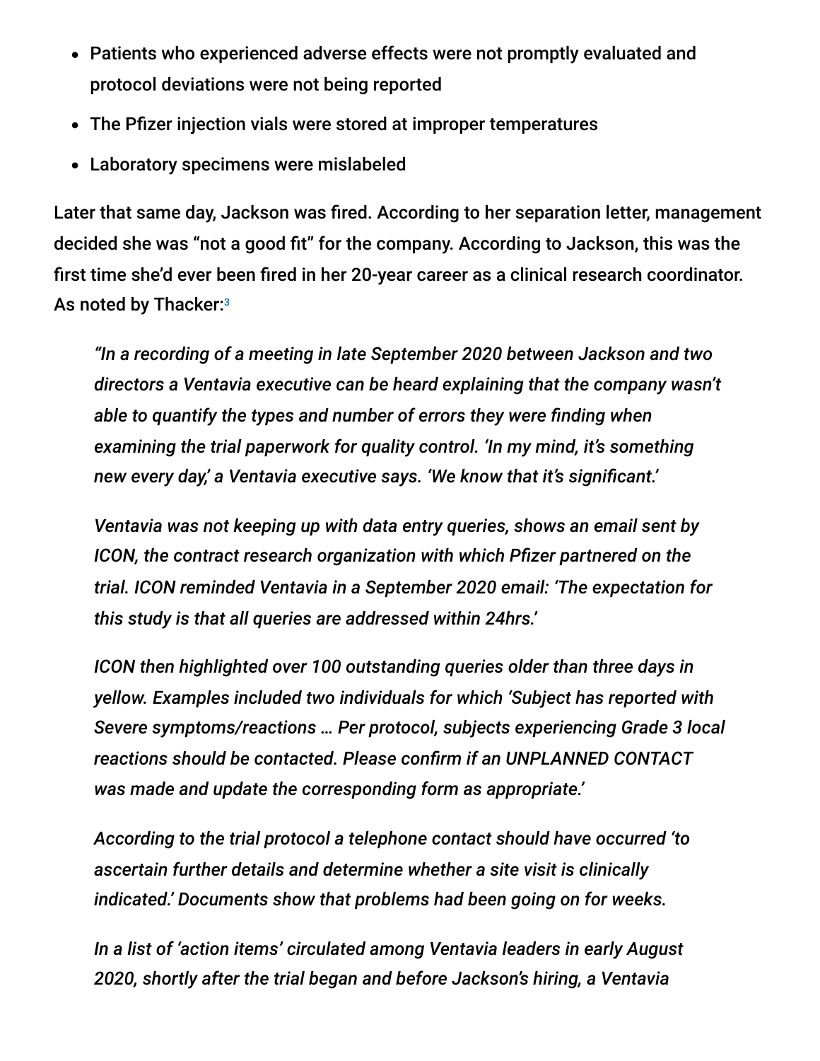- Patients who experienced adverse effects were not promptly evaluated and protocol deviations were not being reported
- The Pfizer injection vials were stored at improper temperatures
- Laboratory specimens were mislabeled

Later that same day, Jackson was fired. According to her separation letter, management decided she was "not a good fit" for the company. According to Jackson, this was the first time she'd ever been fired in her 20-year career as a clinical research coordinator. As noted by Thacker:[3]

> *"In a recording of a meeting in late September 2020 between Jackson and two directors a Ventavia executive can be heard explaining that the company wasn't able to quantify the types and number of errors they were finding when examining the trial paperwork for quality control. 'In my mind, it's something new every day,' a Ventavia executive says. 'We know that it's significant.'*
>
> *Ventavia was not keeping up with data entry queries, shows an email sent by ICON, the contract research organization with which Pfizer partnered on the trial. ICON reminded Ventavia in a September 2020 email: 'The expectation for this study is that all queries are addressed within 24hrs.'*
>
> *ICON then highlighted over 100 outstanding queries older than three days in yellow. Examples included two individuals for which 'Subject has reported with Severe symptoms/reactions … Per protocol, subjects experiencing Grade 3 local reactions should be contacted. Please confirm if an UNPLANNED CONTACT was made and update the corresponding form as appropriate.'*
>
> *According to the trial protocol a telephone contact should have occurred 'to ascertain further details and determine whether a site visit is clinically indicated.' Documents show that problems had been going on for weeks.*
>
> *In a list of 'action items' circulated among Ventavia leaders in early August 2020, shortly after the trial began and before Jackson's hiring, a Ventavia*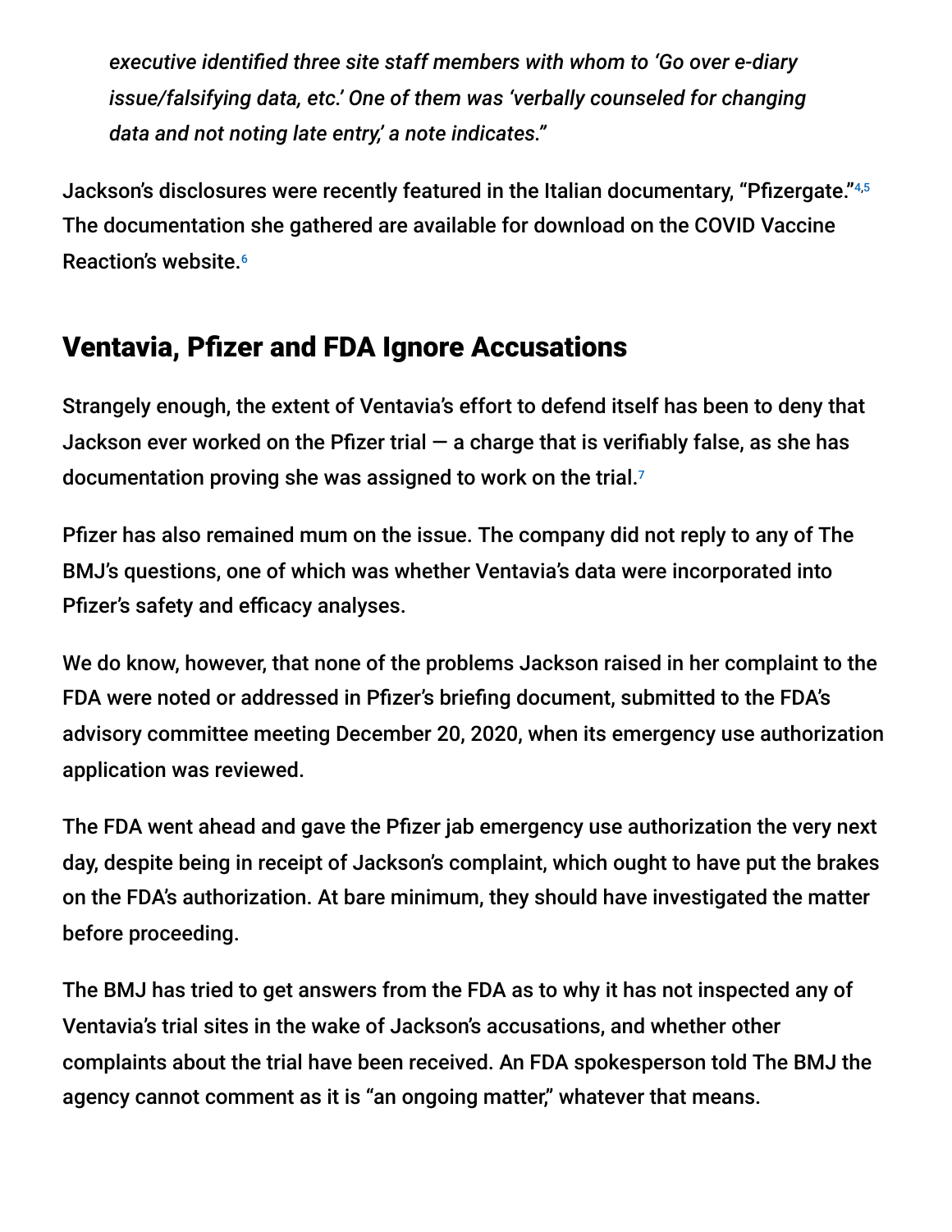*executive identified three site staff members with whom to 'Go over e-diary issue/falsifying data, etc.' One of them was 'verbally counseled for changing data and not noting late entry,' a note indicates."*

Jackson's disclosures were recently featured in the Italian documentary, "Pfizergate."[4,5] The documentation she gathered are available for download on the COVID Vaccine Reaction's website.[6]

## Ventavia, Pfizer and FDA Ignore Accusations

Strangely enough, the extent of Ventavia's effort to defend itself has been to deny that Jackson ever worked on the Pfizer trial — a charge that is verifiably false, as she has documentation proving she was assigned to work on the trial.[7]

Pfizer has also remained mum on the issue. The company did not reply to any of The BMJ's questions, one of which was whether Ventavia's data were incorporated into Pfizer's safety and efficacy analyses.

We do know, however, that none of the problems Jackson raised in her complaint to the FDA were noted or addressed in Pfizer's briefing document, submitted to the FDA's advisory committee meeting December 20, 2020, when its emergency use authorization application was reviewed.

The FDA went ahead and gave the Pfizer jab emergency use authorization the very next day, despite being in receipt of Jackson's complaint, which ought to have put the brakes on the FDA's authorization. At bare minimum, they should have investigated the matter before proceeding.

The BMJ has tried to get answers from the FDA as to why it has not inspected any of Ventavia's trial sites in the wake of Jackson's accusations, and whether other complaints about the trial have been received. An FDA spokesperson told The BMJ the agency cannot comment as it is "an ongoing matter," whatever that means.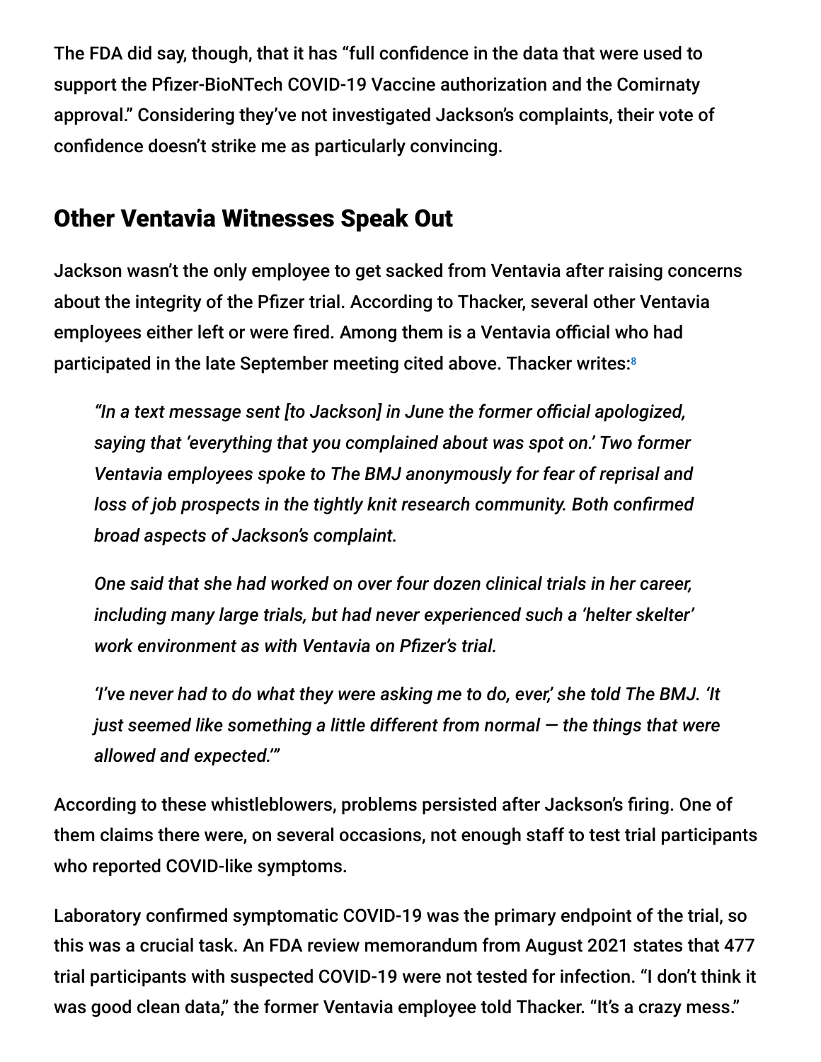The FDA did say, though, that it has "full confidence in the data that were used to support the Pfizer-BioNTech COVID-19 Vaccine authorization and the Comirnaty approval." Considering they've not investigated Jackson's complaints, their vote of confidence doesn't strike me as particularly convincing.

## Other Ventavia Witnesses Speak Out

Jackson wasn't the only employee to get sacked from Ventavia after raising concerns about the integrity of the Pfizer trial. According to Thacker, several other Ventavia employees either left or were fired. Among them is a Ventavia official who had participated in the late September meeting cited above. Thacker writes:[8]

> *"In a text message sent [to Jackson] in June the former official apologized, saying that 'everything that you complained about was spot on.' Two former Ventavia employees spoke to The BMJ anonymously for fear of reprisal and loss of job prospects in the tightly knit research community. Both confirmed broad aspects of Jackson's complaint.*
>
> *One said that she had worked on over four dozen clinical trials in her career, including many large trials, but had never experienced such a 'helter skelter' work environment as with Ventavia on Pfizer's trial.*
>
> *'I've never had to do what they were asking me to do, ever,' she told The BMJ. 'It just seemed like something a little different from normal — the things that were allowed and expected.'"*

According to these whistleblowers, problems persisted after Jackson's firing. One of them claims there were, on several occasions, not enough staff to test trial participants who reported COVID-like symptoms.

Laboratory confirmed symptomatic COVID-19 was the primary endpoint of the trial, so this was a crucial task. An FDA review memorandum from August 2021 states that 477 trial participants with suspected COVID-19 were not tested for infection. "I don't think it was good clean data," the former Ventavia employee told Thacker. "It's a crazy mess."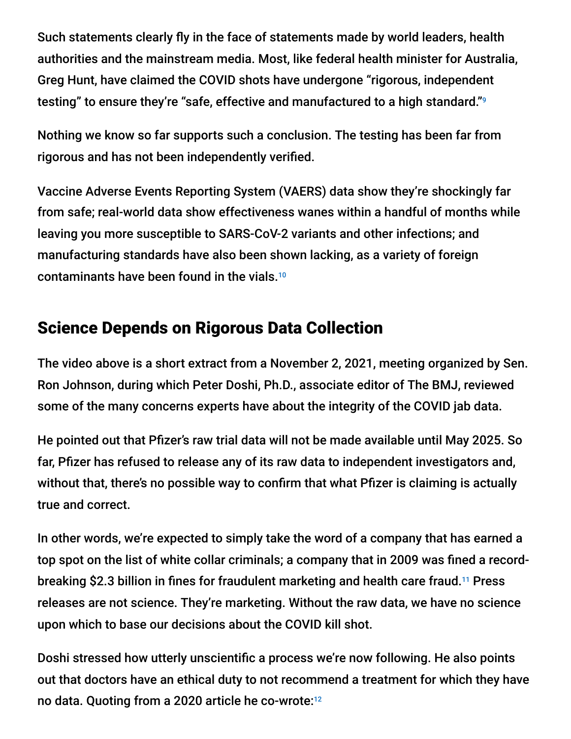Such statements clearly fly in the face of statements made by world leaders, health authorities and the mainstream media. Most, like federal health minister for Australia, Greg Hunt, have claimed the COVID shots have undergone "rigorous, independent testing" to ensure they're "safe, effective and manufactured to a high standard."[9]

Nothing we know so far supports such a conclusion. The testing has been far from rigorous and has not been independently verified.

Vaccine Adverse Events Reporting System (VAERS) data show they're shockingly far from safe; real-world data show effectiveness wanes within a handful of months while leaving you more susceptible to SARS-CoV-2 variants and other infections; and manufacturing standards have also been shown lacking, as a variety of foreign contaminants have been found in the vials.[10]

## Science Depends on Rigorous Data Collection

The video above is a short extract from a November 2, 2021, meeting organized by Sen. Ron Johnson, during which Peter Doshi, Ph.D., associate editor of The BMJ, reviewed some of the many concerns experts have about the integrity of the COVID jab data.

He pointed out that Pfizer's raw trial data will not be made available until May 2025. So far, Pfizer has refused to release any of its raw data to independent investigators and, without that, there's no possible way to confirm that what Pfizer is claiming is actually true and correct.

In other words, we're expected to simply take the word of a company that has earned a top spot on the list of white collar criminals; a company that in 2009 was fined a record-breaking $2.3 billion in fines for fraudulent marketing and health care fraud.[11] Press releases are not science. They're marketing. Without the raw data, we have no science upon which to base our decisions about the COVID kill shot.

Doshi stressed how utterly unscientific a process we're now following. He also points out that doctors have an ethical duty to not recommend a treatment for which they have no data. Quoting from a 2020 article he co-wrote:[12]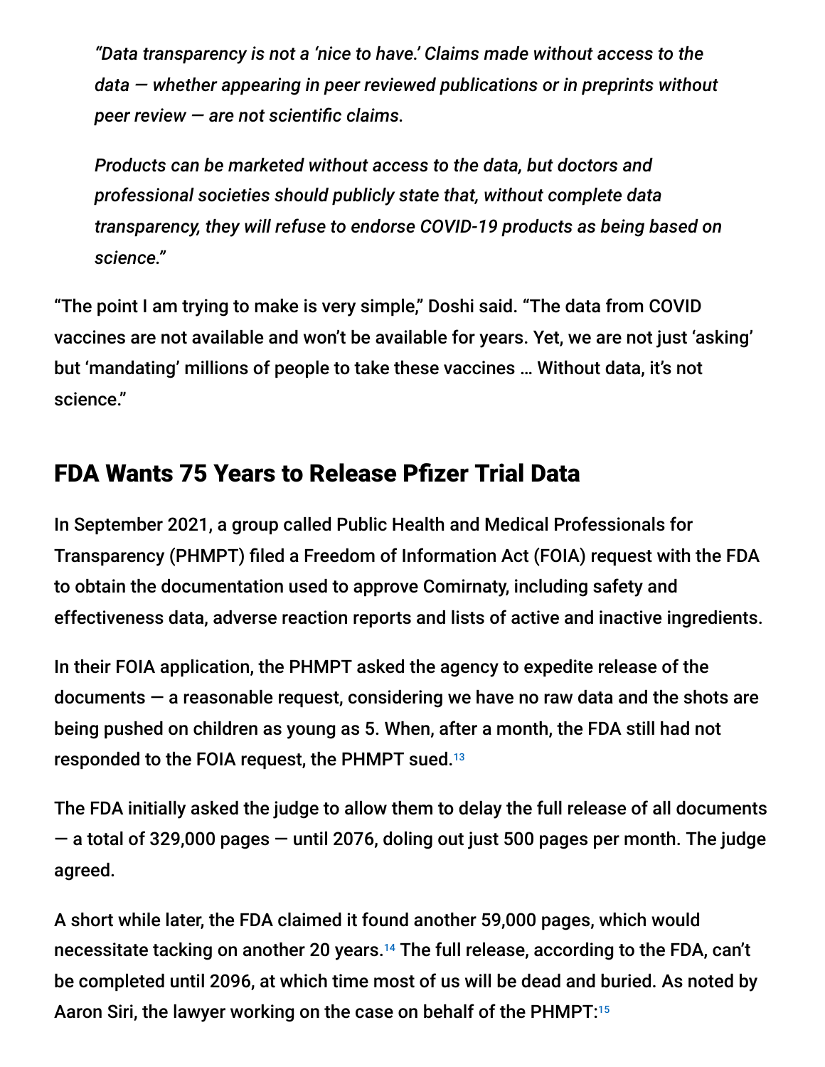> *"Data transparency is not a 'nice to have.' Claims made without access to the data — whether appearing in peer reviewed publications or in preprints without peer review — are not scientific claims.*
>
> *Products can be marketed without access to the data, but doctors and professional societies should publicly state that, without complete data transparency, they will refuse to endorse COVID-19 products as being based on science."*

"The point I am trying to make is very simple," Doshi said. "The data from COVID vaccines are not available and won't be available for years. Yet, we are not just 'asking' but 'mandating' millions of people to take these vaccines … Without data, it's not science."

## FDA Wants 75 Years to Release Pfizer Trial Data

In September 2021, a group called Public Health and Medical Professionals for Transparency (PHMPT) filed a Freedom of Information Act (FOIA) request with the FDA to obtain the documentation used to approve Comirnaty, including safety and effectiveness data, adverse reaction reports and lists of active and inactive ingredients.

In their FOIA application, the PHMPT asked the agency to expedite release of the documents — a reasonable request, considering we have no raw data and the shots are being pushed on children as young as 5. When, after a month, the FDA still had not responded to the FOIA request, the PHMPT sued.[13]

The FDA initially asked the judge to allow them to delay the full release of all documents — a total of 329,000 pages — until 2076, doling out just 500 pages per month. The judge agreed.

A short while later, the FDA claimed it found another 59,000 pages, which would necessitate tacking on another 20 years.[14] The full release, according to the FDA, can't be completed until 2096, at which time most of us will be dead and buried. As noted by Aaron Siri, the lawyer working on the case on behalf of the PHMPT:[15]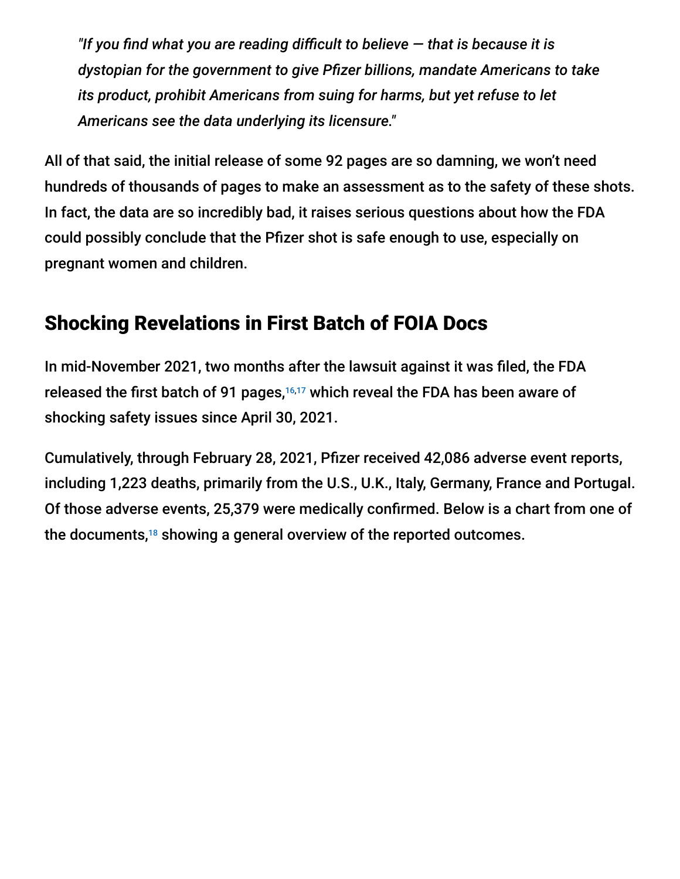*"If you find what you are reading difficult to believe — that is because it is dystopian for the government to give Pfizer billions, mandate Americans to take its product, prohibit Americans from suing for harms, but yet refuse to let Americans see the data underlying its licensure."*

All of that said, the initial release of some 92 pages are so damning, we won't need hundreds of thousands of pages to make an assessment as to the safety of these shots. In fact, the data are so incredibly bad, it raises serious questions about how the FDA could possibly conclude that the Pfizer shot is safe enough to use, especially on pregnant women and children.

## Shocking Revelations in First Batch of FOIA Docs

In mid-November 2021, two months after the lawsuit against it was filed, the FDA released the first batch of 91 pages,[16,17] which reveal the FDA has been aware of shocking safety issues since April 30, 2021.

Cumulatively, through February 28, 2021, Pfizer received 42,086 adverse event reports, including 1,223 deaths, primarily from the U.S., U.K., Italy, Germany, France and Portugal. Of those adverse events, 25,379 were medically confirmed. Below is a chart from one of the documents,[18] showing a general overview of the reported outcomes.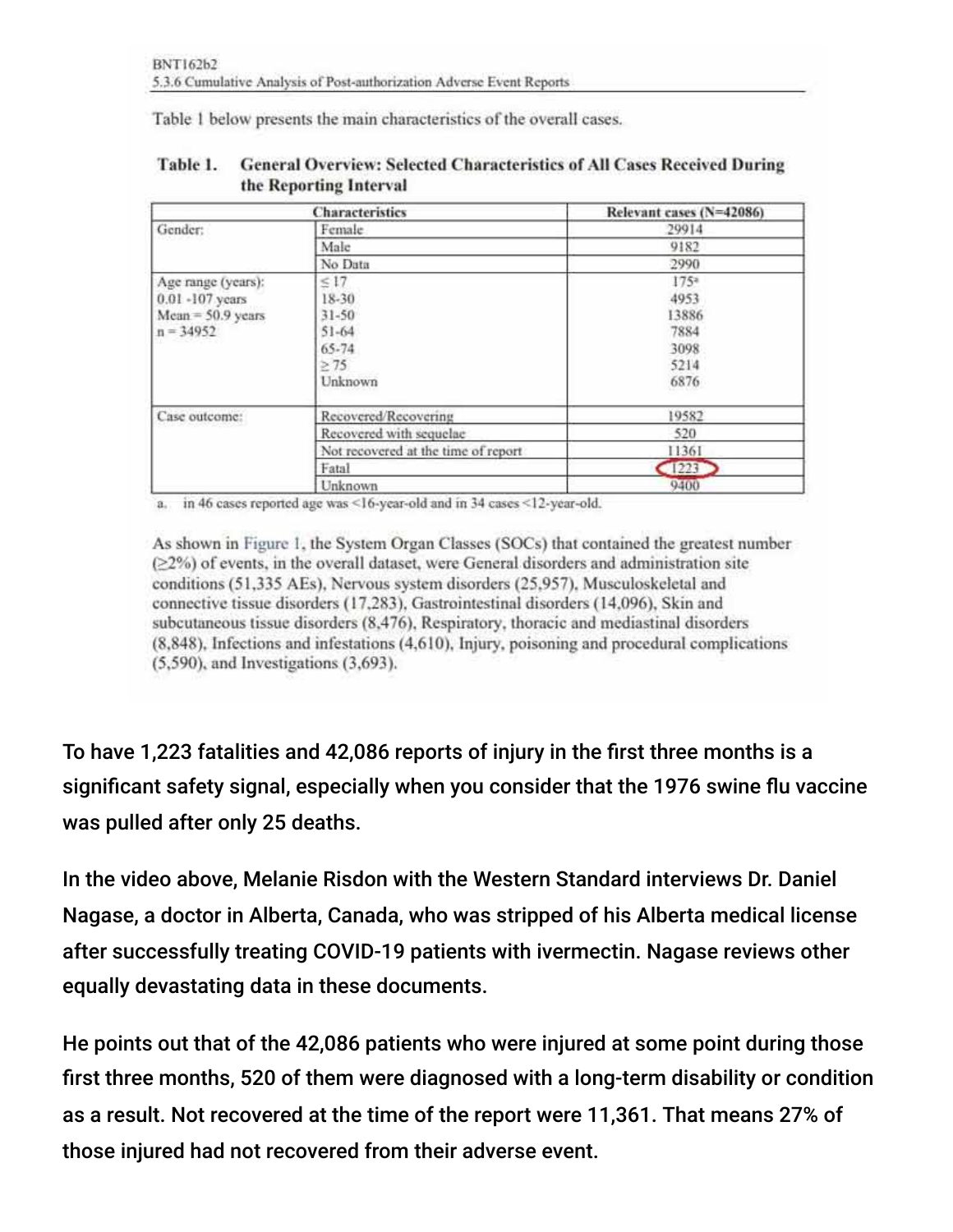BNT162b2
5.3.6 Cumulative Analysis of Post-authorization Adverse Event Reports

Table 1 below presents the main characteristics of the overall cases.

**Table 1. General Overview: Selected Characteristics of All Cases Received During the Reporting Interval**

| Characteristics | | Relevant cases (N=42086) |
|---|---|---|
| Gender: | Female | 29914 |
| | Male | 9182 |
| | No Data | 2990 |
| Age range (years): 0.01 -107 years Mean = 50.9 years n = 34952 | ≤ 17 | 175[a] |
| | 18-30 | 4953 |
| | 31-50 | 13886 |
| | 51-64 | 7884 |
| | 65-74 | 3098 |
| | ≥ 75 | 5214 |
| | Unknown | 6876 |
| Case outcome: | Recovered/Recovering | 19582 |
| | Recovered with sequelae | 520 |
| | Not recovered at the time of report | 11361 |
| | Fatal | 1223 |
| | Unknown | 9400 |

a. in 46 cases reported age was <16-year-old and in 34 cases <12-year-old.

As shown in Figure 1, the System Organ Classes (SOCs) that contained the greatest number (≥2%) of events, in the overall dataset, were General disorders and administration site conditions (51,335 AEs), Nervous system disorders (25,957), Musculoskeletal and connective tissue disorders (17,283), Gastrointestinal disorders (14,096), Skin and subcutaneous tissue disorders (8,476), Respiratory, thoracic and mediastinal disorders (8,848), Infections and infestations (4,610), Injury, poisoning and procedural complications (5,590), and Investigations (3,693).

To have 1,223 fatalities and 42,086 reports of injury in the first three months is a significant safety signal, especially when you consider that the 1976 swine flu vaccine was pulled after only 25 deaths.

In the video above, Melanie Risdon with the Western Standard interviews Dr. Daniel Nagase, a doctor in Alberta, Canada, who was stripped of his Alberta medical license after successfully treating COVID-19 patients with ivermectin. Nagase reviews other equally devastating data in these documents.

He points out that of the 42,086 patients who were injured at some point during those first three months, 520 of them were diagnosed with a long-term disability or condition as a result. Not recovered at the time of the report were 11,361. That means 27% of those injured had not recovered from their adverse event.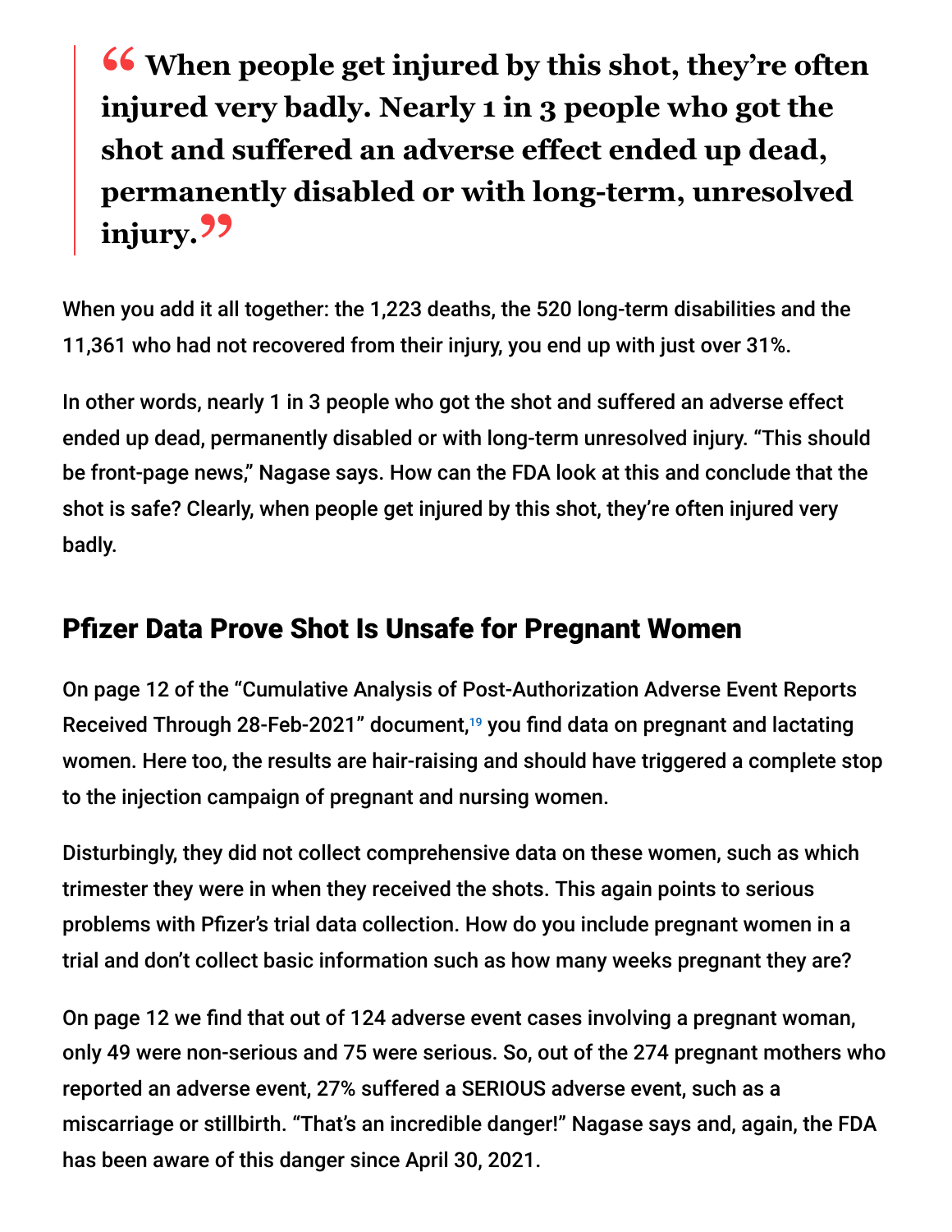> **"When people get injured by this shot, they're often injured very badly. Nearly 1 in 3 people who got the shot and suffered an adverse effect ended up dead, permanently disabled or with long-term, unresolved injury."**

When you add it all together: the 1,223 deaths, the 520 long-term disabilities and the 11,361 who had not recovered from their injury, you end up with just over 31%.

In other words, nearly 1 in 3 people who got the shot and suffered an adverse effect ended up dead, permanently disabled or with long-term unresolved injury. "This should be front-page news," Nagase says. How can the FDA look at this and conclude that the shot is safe? Clearly, when people get injured by this shot, they're often injured very badly.

## Pfizer Data Prove Shot Is Unsafe for Pregnant Women

On page 12 of the "Cumulative Analysis of Post-Authorization Adverse Event Reports Received Through 28-Feb-2021" document,[19] you find data on pregnant and lactating women. Here too, the results are hair-raising and should have triggered a complete stop to the injection campaign of pregnant and nursing women.

Disturbingly, they did not collect comprehensive data on these women, such as which trimester they were in when they received the shots. This again points to serious problems with Pfizer's trial data collection. How do you include pregnant women in a trial and don't collect basic information such as how many weeks pregnant they are?

On page 12 we find that out of 124 adverse event cases involving a pregnant woman, only 49 were non-serious and 75 were serious. So, out of the 274 pregnant mothers who reported an adverse event, 27% suffered a SERIOUS adverse event, such as a miscarriage or stillbirth. "That's an incredible danger!" Nagase says and, again, the FDA has been aware of this danger since April 30, 2021.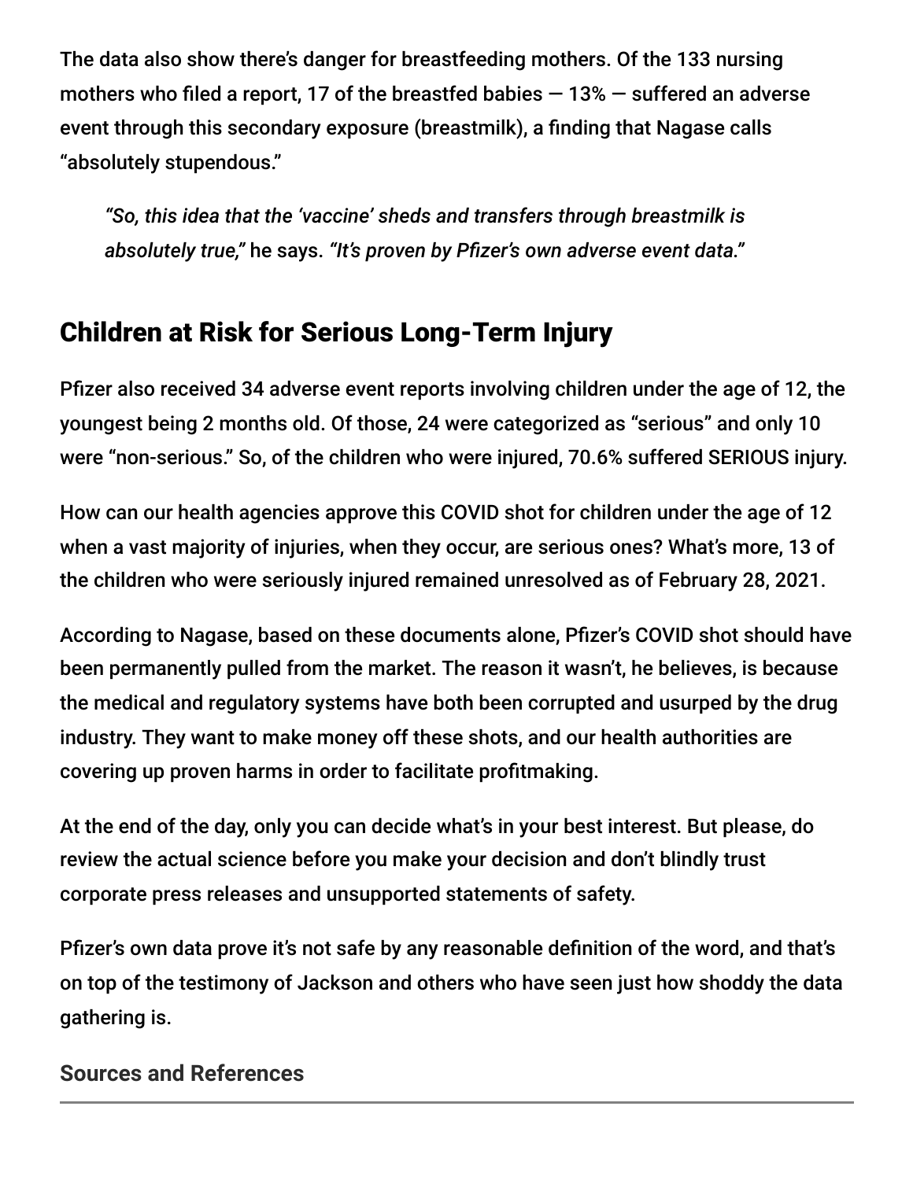The data also show there's danger for breastfeeding mothers. Of the 133 nursing mothers who filed a report, 17 of the breastfed babies — 13% — suffered an adverse event through this secondary exposure (breastmilk), a finding that Nagase calls "absolutely stupendous."

> *"So, this idea that the 'vaccine' sheds and transfers through breastmilk is absolutely true,"* he says. *"It's proven by Pfizer's own adverse event data."*

## Children at Risk for Serious Long-Term Injury

Pfizer also received 34 adverse event reports involving children under the age of 12, the youngest being 2 months old. Of those, 24 were categorized as "serious" and only 10 were "non-serious." So, of the children who were injured, 70.6% suffered SERIOUS injury.

How can our health agencies approve this COVID shot for children under the age of 12 when a vast majority of injuries, when they occur, are serious ones? What's more, 13 of the children who were seriously injured remained unresolved as of February 28, 2021.

According to Nagase, based on these documents alone, Pfizer's COVID shot should have been permanently pulled from the market. The reason it wasn't, he believes, is because the medical and regulatory systems have both been corrupted and usurped by the drug industry. They want to make money off these shots, and our health authorities are covering up proven harms in order to facilitate profitmaking.

At the end of the day, only you can decide what's in your best interest. But please, do review the actual science before you make your decision and don't blindly trust corporate press releases and unsupported statements of safety.

Pfizer's own data prove it's not safe by any reasonable definition of the word, and that's on top of the testimony of Jackson and others who have seen just how shoddy the data gathering is.

### Sources and References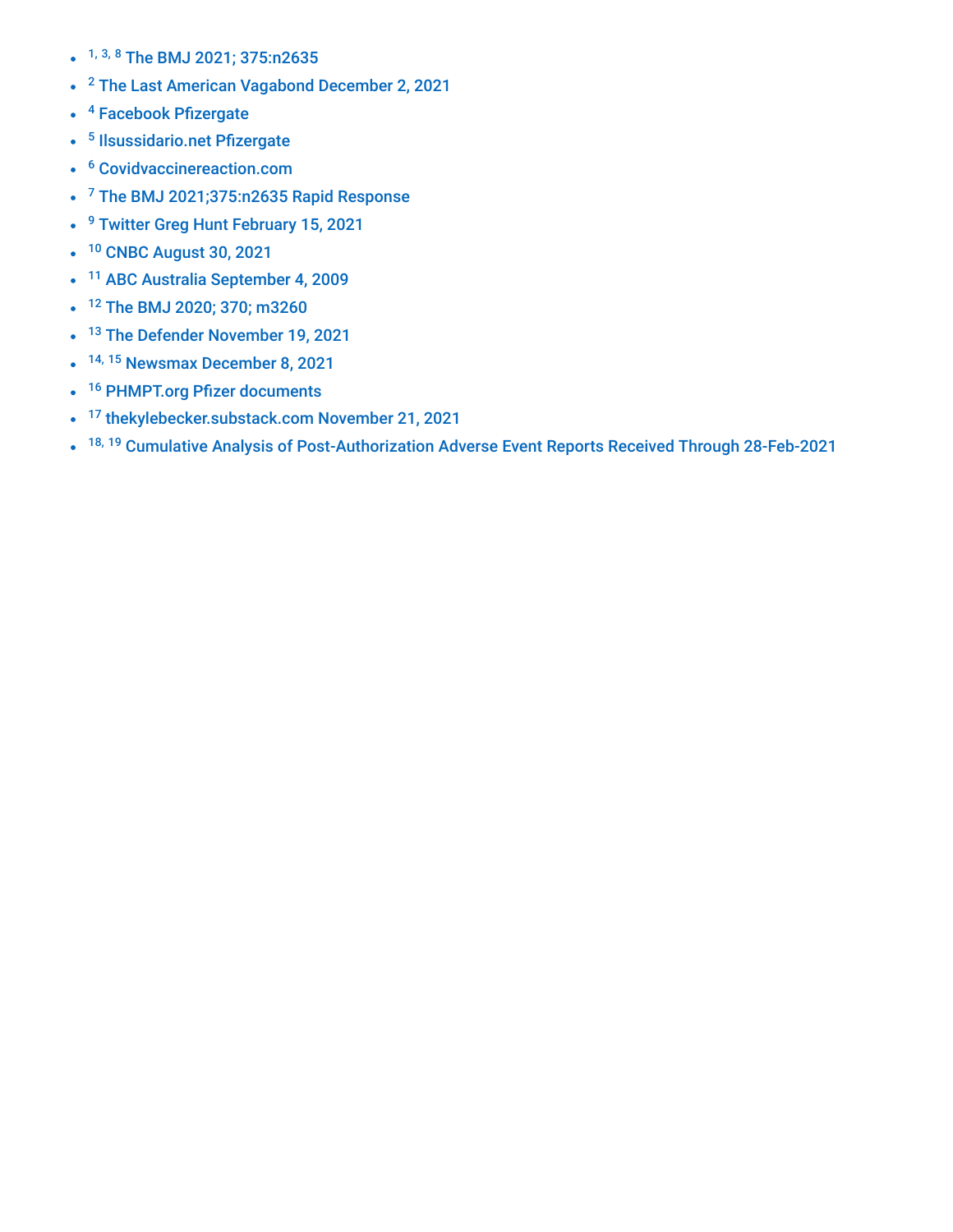- [1, 3, 8] The BMJ 2021; 375:n2635
- [2] The Last American Vagabond December 2, 2021
- [4] Facebook Pfizergate
- [5] Ilsussidario.net Pfizergate
- [6] Covidvaccinereaction.com
- [7] The BMJ 2021;375:n2635 Rapid Response
- [9] Twitter Greg Hunt February 15, 2021
- [10] CNBC August 30, 2021
- [11] ABC Australia September 4, 2009
- [12] The BMJ 2020; 370; m3260
- [13] The Defender November 19, 2021
- [14, 15] Newsmax December 8, 2021
- [16] PHMPT.org Pfizer documents
- [17] thekylebecker.substack.com November 21, 2021
- [18, 19] Cumulative Analysis of Post-Authorization Adverse Event Reports Received Through 28-Feb-2021